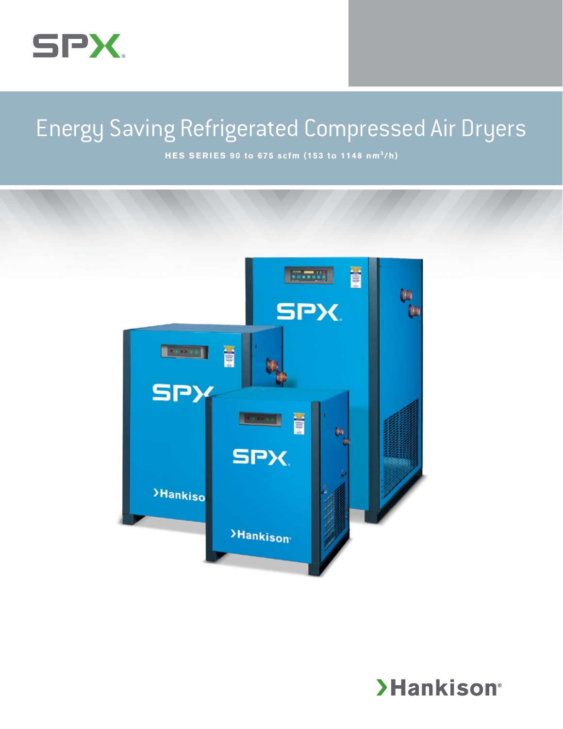SPX

# Energy Saving Refrigerated Compressed Air Dryers

**HES SERIES 90 to 675 scfm (153 to 1148 nm$^3$/h)**

›Hankison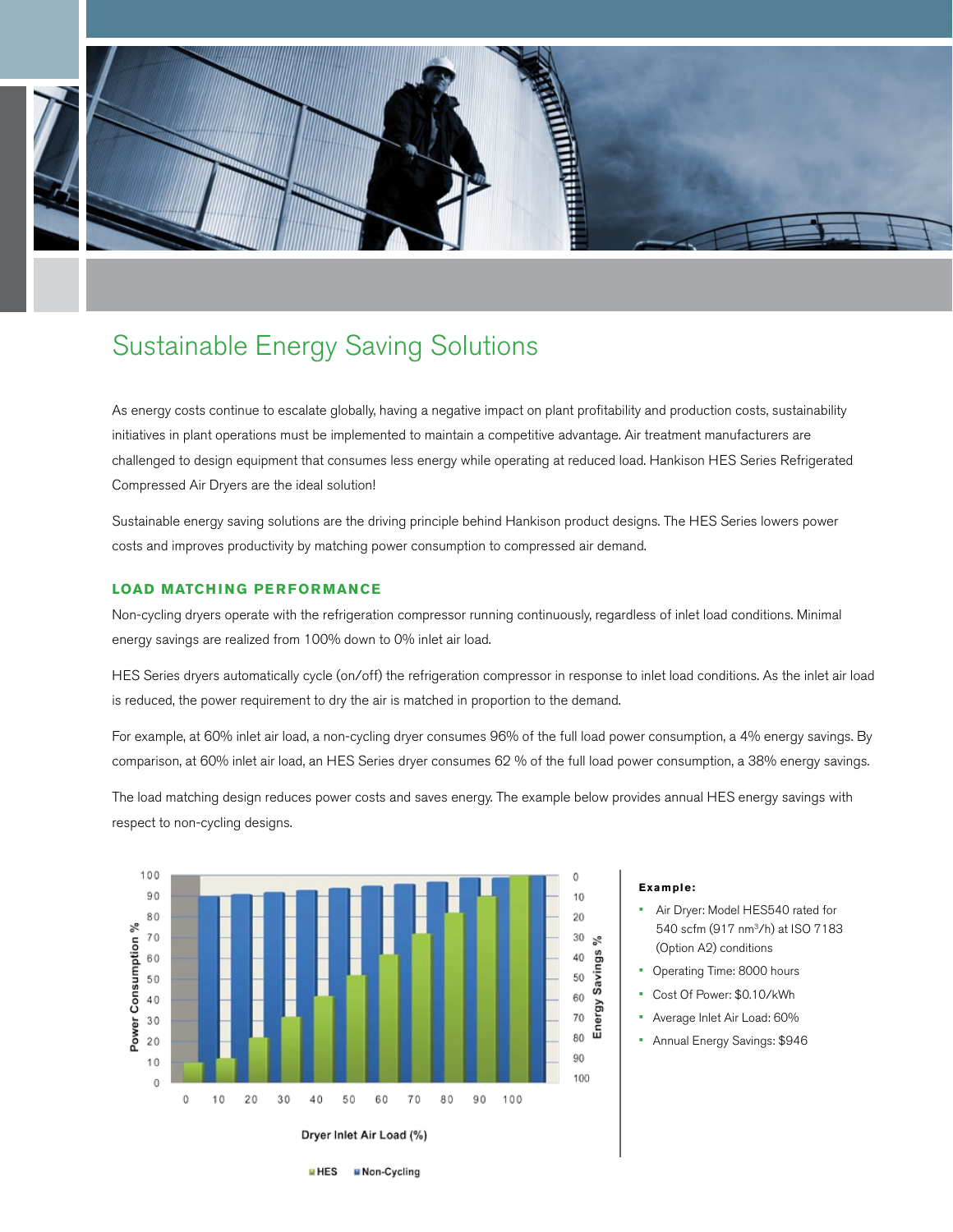# Sustainable Energy Saving Solutions

As energy costs continue to escalate globally, having a negative impact on plant profitability and production costs, sustainability initiatives in plant operations must be implemented to maintain a competitive advantage. Air treatment manufacturers are challenged to design equipment that consumes less energy while operating at reduced load. Hankison HES Series Refrigerated Compressed Air Dryers are the ideal solution!

Sustainable energy saving solutions are the driving principle behind Hankison product designs. The HES Series lowers power costs and improves productivity by matching power consumption to compressed air demand.

## LOAD MATCHING PERFORMANCE

Non-cycling dryers operate with the refrigeration compressor running continuously, regardless of inlet load conditions. Minimal energy savings are realized from 100% down to 0% inlet air load.

HES Series dryers automatically cycle (on/off) the refrigeration compressor in response to inlet load conditions. As the inlet air load is reduced, the power requirement to dry the air is matched in proportion to the demand.

For example, at 60% inlet air load, a non-cycling dryer consumes 96% of the full load power consumption, a 4% energy savings. By comparison, at 60% inlet air load, an HES Series dryer consumes 62 % of the full load power consumption, a 38% energy savings.

The load matching design reduces power costs and saves energy. The example below provides annual HES energy savings with respect to non-cycling designs.

**Example:**

- Air Dryer: Model HES540 rated for 540 scfm (917 nm³/h) at ISO 7183 (Option A2) conditions
- Operating Time: 8000 hours
- Cost Of Power: $0.10/kWh
- Average Inlet Air Load: 60%
- Annual Energy Savings: $946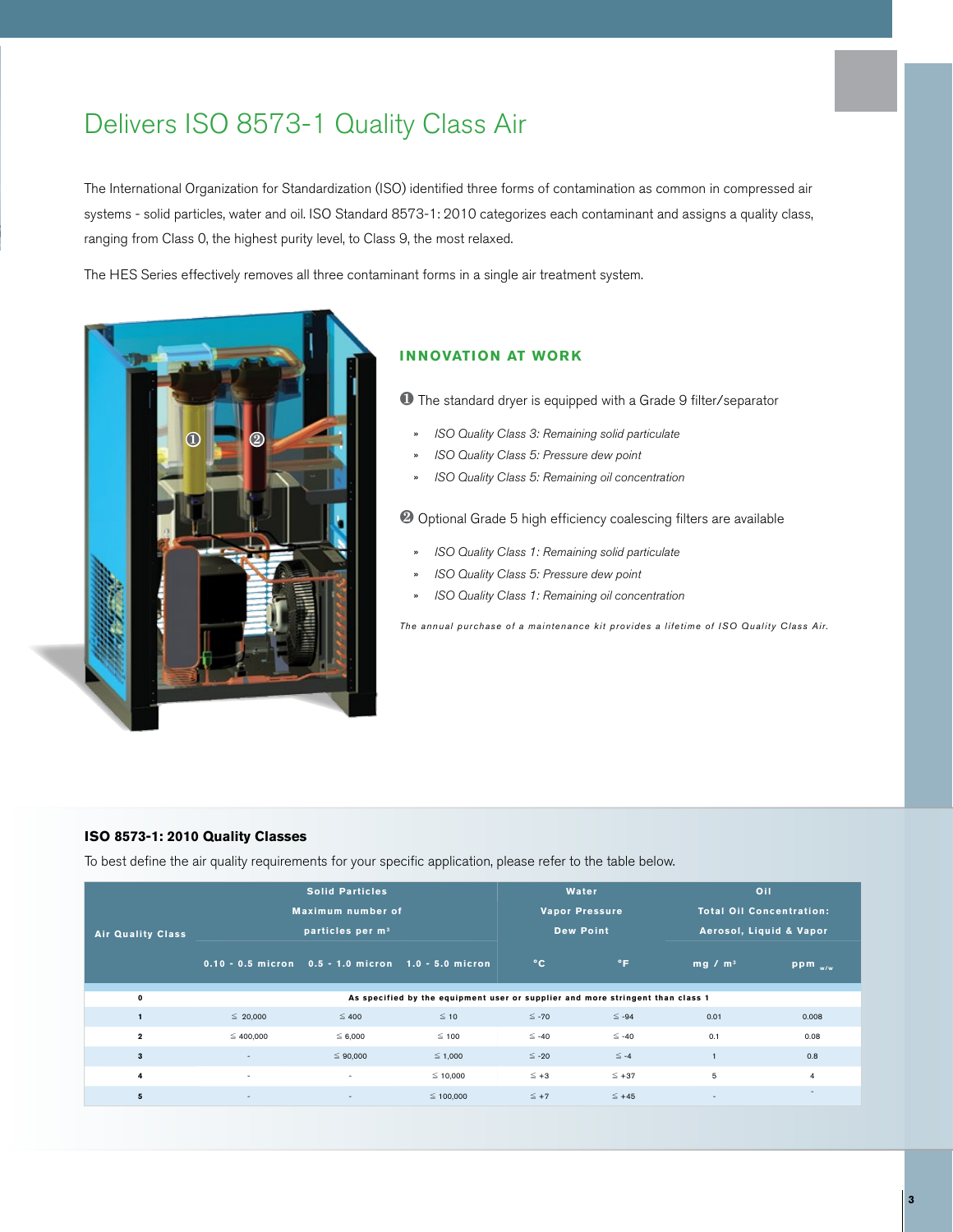# Delivers ISO 8573-1 Quality Class Air

The International Organization for Standardization (ISO) identified three forms of contamination as common in compressed air systems - solid particles, water and oil. ISO Standard 8573-1: 2010 categorizes each contaminant and assigns a quality class, ranging from Class 0, the highest purity level, to Class 9, the most relaxed.

The HES Series effectively removes all three contaminant forms in a single air treatment system.

## INNOVATION AT WORK

➊ The standard dryer is equipped with a Grade 9 filter/separator

- *ISO Quality Class 3: Remaining solid particulate*
- *ISO Quality Class 5: Pressure dew point*
- *ISO Quality Class 5: Remaining oil concentration*

➋ Optional Grade 5 high efficiency coalescing filters are available

- *ISO Quality Class 1: Remaining solid particulate*
- *ISO Quality Class 5: Pressure dew point*
- *ISO Quality Class 1: Remaining oil concentration*

*The annual purchase of a maintenance kit provides a lifetime of ISO Quality Class Air.*

### ISO 8573-1: 2010 Quality Classes

To best define the air quality requirements for your specific application, please refer to the table below.

| Air Quality Class | Solid Particles Maximum number of particles per m³ | | | Water Vapor Pressure Dew Point | | Oil Total Oil Concentration: Aerosol, Liquid & Vapor | |
|---|---|---|---|---|---|---|---|
| | 0.10 - 0.5 micron | 0.5 - 1.0 micron | 1.0 - 5.0 micron | °C | °F | mg / m³ | ppm w/w |
| 0 | As specified by the equipment user or supplier and more stringent than class 1 | | | | | | |
| 1 | ≤ 20,000 | ≤ 400 | ≤ 10 | ≤ -70 | ≤ -94 | 0.01 | 0.008 |
| 2 | ≤ 400,000 | ≤ 6,000 | ≤ 100 | ≤ -40 | ≤ -40 | 0.1 | 0.08 |
| 3 | - | ≤ 90,000 | ≤ 1,000 | ≤ -20 | ≤ -4 | 1 | 0.8 |
| 4 | - | - | ≤ 10,000 | ≤ +3 | ≤ +37 | 5 | 4 |
| 5 | - | - | ≤ 100,000 | ≤ +7 | ≤ +45 | - | - |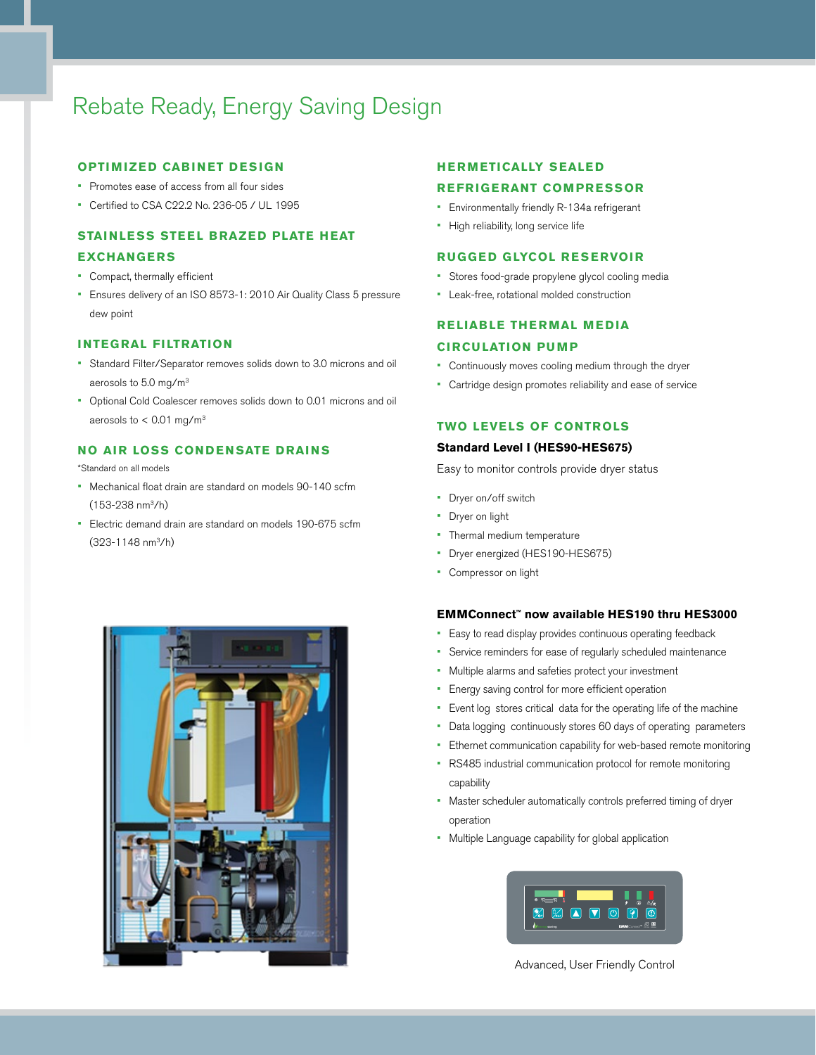# Rebate Ready, Energy Saving Design

### OPTIMIZED CABINET DESIGN

- Promotes ease of access from all four sides
- Certified to CSA C22.2 No. 236-05 / UL 1995

### STAINLESS STEEL BRAZED PLATE HEAT EXCHANGERS

- Compact, thermally efficient
- Ensures delivery of an ISO 8573-1: 2010 Air Quality Class 5 pressure dew point

### INTEGRAL FILTRATION

- Standard Filter/Separator removes solids down to 3.0 microns and oil aerosols to 5.0 mg/m$^3$
- Optional Cold Coalescer removes solids down to 0.01 microns and oil aerosols to < 0.01 mg/m$^3$

### NO AIR LOSS CONDENSATE DRAINS

*Standard on all models

- Mechanical float drain are standard on models 90-140 scfm (153-238 nm$^3$/h)
- Electric demand drain are standard on models 190-675 scfm (323-1148 nm$^3$/h)

### HERMETICALLY SEALED REFRIGERANT COMPRESSOR

- Environmentally friendly R-134a refrigerant
- High reliability, long service life

### RUGGED GLYCOL RESERVOIR

- Stores food-grade propylene glycol cooling media
- Leak-free, rotational molded construction

### RELIABLE THERMAL MEDIA CIRCULATION PUMP

- Continuously moves cooling medium through the dryer
- Cartridge design promotes reliability and ease of service

### TWO LEVELS OF CONTROLS

**Standard Level I (HES90-HES675)**

Easy to monitor controls provide dryer status

- Dryer on/off switch
- Dryer on light
- Thermal medium temperature
- Dryer energized (HES190-HES675)
- Compressor on light

**EMMConnect™ now available HES190 thru HES3000**

- Easy to read display provides continuous operating feedback
- Service reminders for ease of regularly scheduled maintenance
- Multiple alarms and safeties protect your investment
- Energy saving control for more efficient operation
- Event log stores critical data for the operating life of the machine
- Data logging continuously stores 60 days of operating parameters
- Ethernet communication capability for web-based remote monitoring
- RS485 industrial communication protocol for remote monitoring capability
- Master scheduler automatically controls preferred timing of dryer operation
- Multiple Language capability for global application

Advanced, User Friendly Control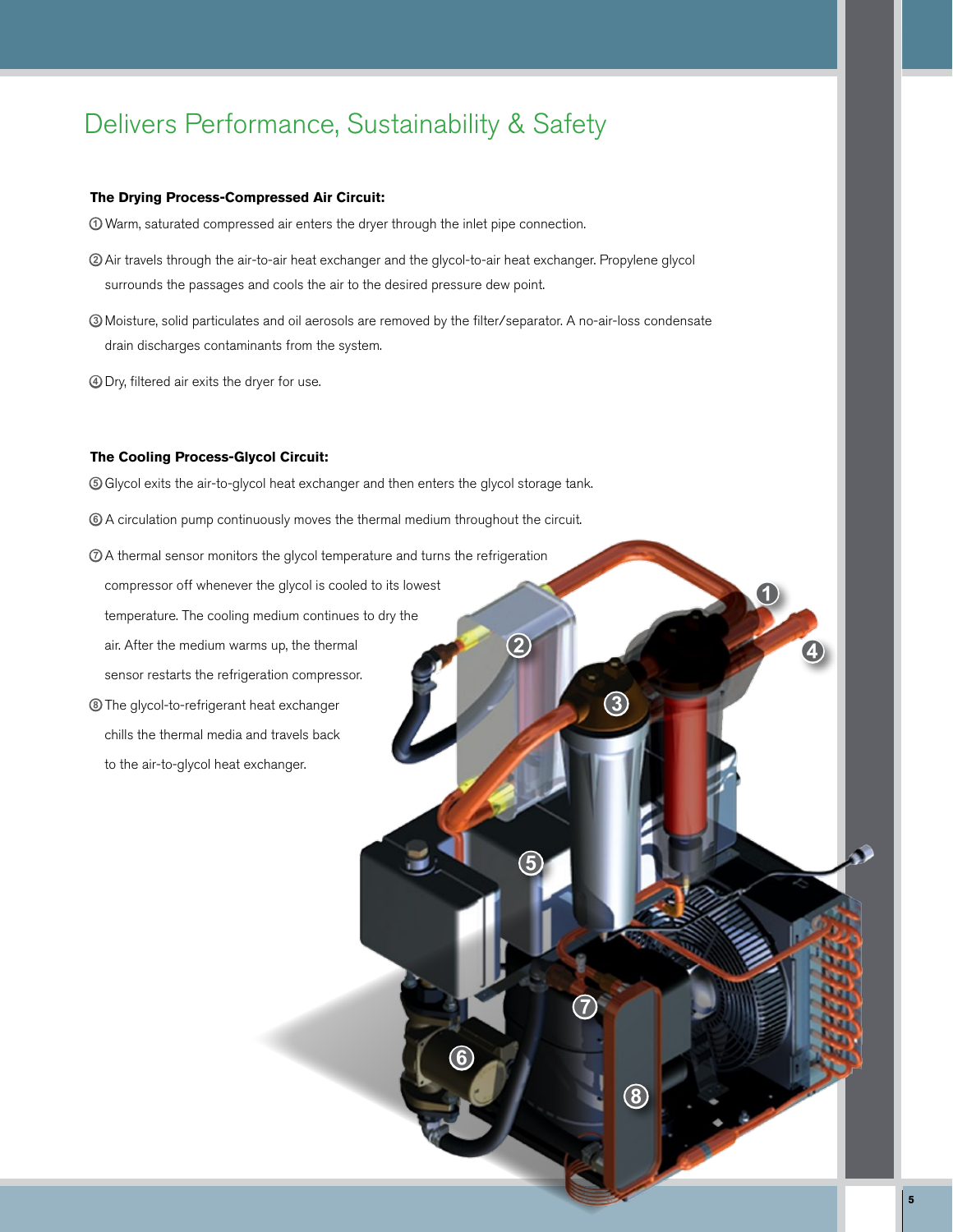# Delivers Performance, Sustainability & Safety

**The Drying Process-Compressed Air Circuit:**

① Warm, saturated compressed air enters the dryer through the inlet pipe connection.

② Air travels through the air-to-air heat exchanger and the glycol-to-air heat exchanger. Propylene glycol surrounds the passages and cools the air to the desired pressure dew point.

③ Moisture, solid particulates and oil aerosols are removed by the filter/separator. A no-air-loss condensate drain discharges contaminants from the system.

④ Dry, filtered air exits the dryer for use.

**The Cooling Process-Glycol Circuit:**

⑤ Glycol exits the air-to-glycol heat exchanger and then enters the glycol storage tank.

⑥ A circulation pump continuously moves the thermal medium throughout the circuit.

⑦ A thermal sensor monitors the glycol temperature and turns the refrigeration compressor off whenever the glycol is cooled to its lowest temperature. The cooling medium continues to dry the air. After the medium warms up, the thermal sensor restarts the refrigeration compressor.

⑧ The glycol-to-refrigerant heat exchanger chills the thermal media and travels back to the air-to-glycol heat exchanger.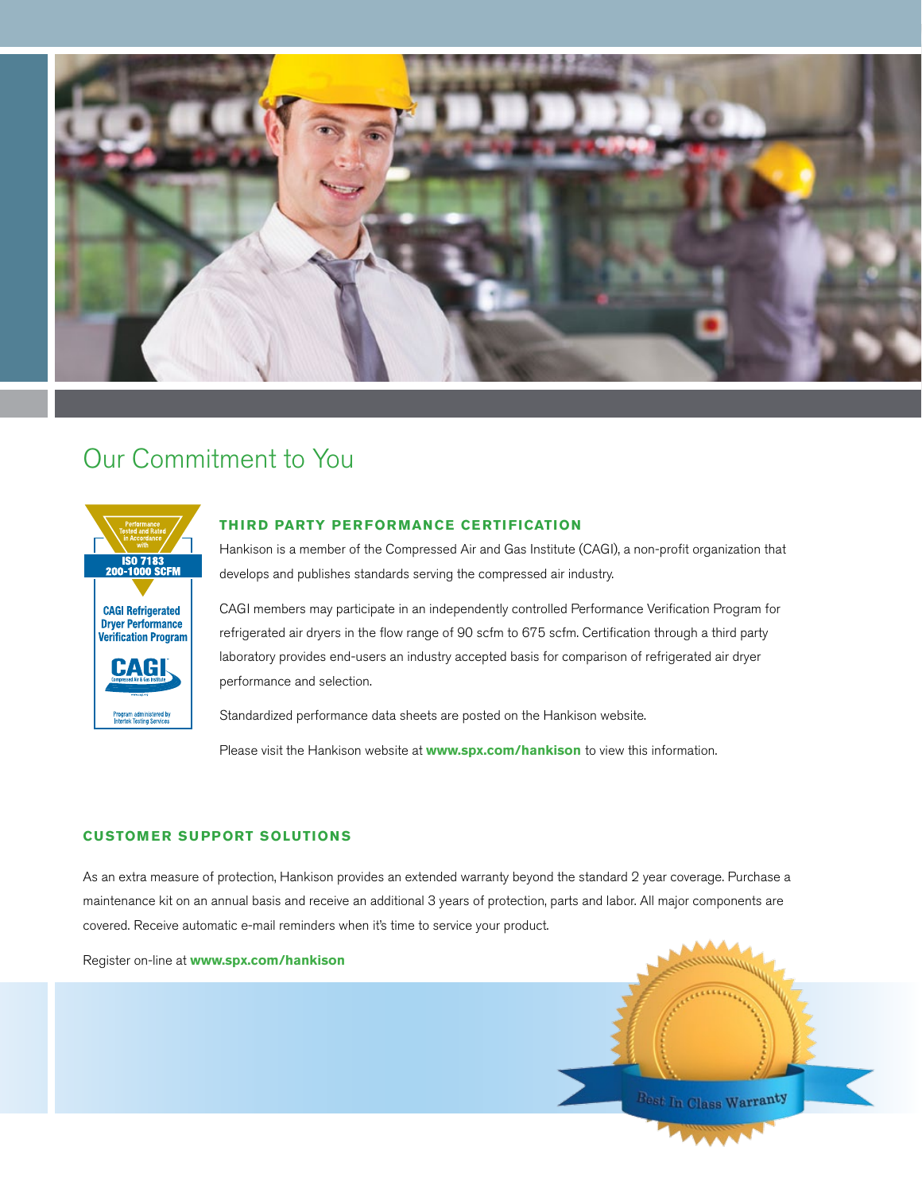# Our Commitment to You

Performance Tested and Rated in Accordance with

ISO 7183
200-1000 SCFM

CAGI Refrigerated Dryer Performance Verification Program

CAGI
Compressed Air & Gas Institute

Program administered by Intertek Testing Services

## THIRD PARTY PERFORMANCE CERTIFICATION

Hankison is a member of the Compressed Air and Gas Institute (CAGI), a non-profit organization that develops and publishes standards serving the compressed air industry.

CAGI members may participate in an independently controlled Performance Verification Program for refrigerated air dryers in the flow range of 90 scfm to 675 scfm. Certification through a third party laboratory provides end-users an industry accepted basis for comparison of refrigerated air dryer performance and selection.

Standardized performance data sheets are posted on the Hankison website.

Please visit the Hankison website at **www.spx.com/hankison** to view this information.

## CUSTOMER SUPPORT SOLUTIONS

As an extra measure of protection, Hankison provides an extended warranty beyond the standard 2 year coverage. Purchase a maintenance kit on an annual basis and receive an additional 3 years of protection, parts and labor. All major components are covered. Receive automatic e-mail reminders when it's time to service your product.

Register on-line at **www.spx.com/hankison**

Best In Class Warranty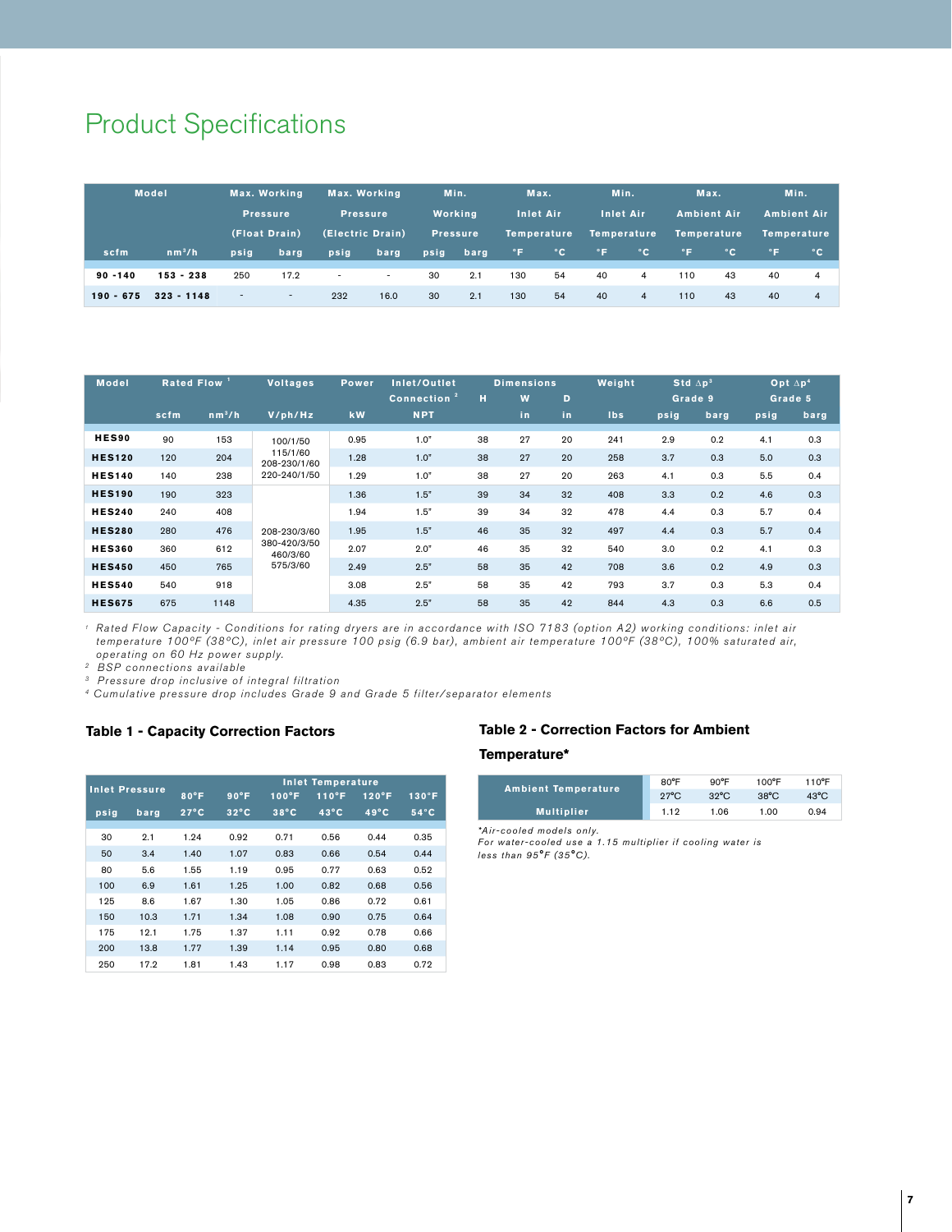# Product Specifications

| Model | | Max. Working Pressure (Float Drain) | | Max. Working Pressure (Electric Drain) | | Min. Working Pressure | | Max. Inlet Air Temperature | | Min. Inlet Air Temperature | | Max. Ambient Air Temperature | | Min. Ambient Air Temperature | |
|---|---|---|---|---|---|---|---|---|---|---|---|---|---|---|---|
| scfm | nm³/h | psig | barg | psig | barg | psig | barg | °F | °C | °F | °C | °F | °C | °F | °C |
| **90 -140** | **153 - 238** | 250 | 17.2 | - | - | 30 | 2.1 | 130 | 54 | 40 | 4 | 110 | 43 | 40 | 4 |
| **190 - 675** | **323 - 1148** | - | - | 232 | 16.0 | 30 | 2.1 | 130 | 54 | 40 | 4 | 110 | 43 | 40 | 4 |

| Model | Rated Flow [1] | | Voltages | Power | Inlet/Outlet Connection [2] | Dimensions | | | Weight | Std Δp[3] Grade 9 | | Opt Δp[4] Grade 5 | |
|---|---|---|---|---|---|---|---|---|---|---|---|---|---|
| | scfm | nm³/h | V/ph/Hz | kW | NPT | H | W in | D in | lbs | psig | barg | psig | barg |
| **HES90** | 90 | 153 | 100/1/50<br>115/1/60<br>208-230/1/60<br>220-240/1/50 | 0.95 | 1.0" | 38 | 27 | 20 | 241 | 2.9 | 0.2 | 4.1 | 0.3 |
| **HES120** | 120 | 204 | | 1.28 | 1.0" | 38 | 27 | 20 | 258 | 3.7 | 0.3 | 5.0 | 0.3 |
| **HES140** | 140 | 238 | | 1.29 | 1.0" | 38 | 27 | 20 | 263 | 4.1 | 0.3 | 5.5 | 0.4 |
| **HES190** | 190 | 323 | 208-230/3/60<br>380-420/3/50<br>460/3/60<br>575/3/60 | 1.36 | 1.5" | 39 | 34 | 32 | 408 | 3.3 | 0.2 | 4.6 | 0.3 |
| **HES240** | 240 | 408 | | 1.94 | 1.5" | 39 | 34 | 32 | 478 | 4.4 | 0.3 | 5.7 | 0.4 |
| **HES280** | 280 | 476 | | 1.95 | 1.5" | 46 | 35 | 32 | 497 | 4.4 | 0.3 | 5.7 | 0.4 |
| **HES360** | 360 | 612 | | 2.07 | 2.0" | 46 | 35 | 32 | 540 | 3.0 | 0.2 | 4.1 | 0.3 |
| **HES450** | 450 | 765 | | 2.49 | 2.5" | 58 | 35 | 42 | 708 | 3.6 | 0.2 | 4.9 | 0.3 |
| **HES540** | 540 | 918 | | 3.08 | 2.5" | 58 | 35 | 42 | 793 | 3.7 | 0.3 | 5.3 | 0.4 |
| **HES675** | 675 | 1148 | | 4.35 | 2.5" | 58 | 35 | 42 | 844 | 4.3 | 0.3 | 6.6 | 0.5 |

*[1] Rated Flow Capacity - Conditions for rating dryers are in accordance with ISO 7183 (option A2) working conditions: inlet air temperature 100°F (38°C), inlet air pressure 100 psig (6.9 bar), ambient air temperature 100°F (38°C), 100% saturated air, operating on 60 Hz power supply.*
*[2] BSP connections available*
*[3] Pressure drop inclusive of integral filtration*
*[4] Cumulative pressure drop includes Grade 9 and Grade 5 filter/separator elements*

### Table 1 - Capacity Correction Factors

| Inlet Pressure | | Inlet Temperature | | | | | |
|---|---|---|---|---|---|---|---|
| | | 80°F | 90°F | 100°F | 110°F | 120°F | 130°F |
| psig | barg | 27°C | 32°C | 38°C | 43°C | 49°C | 54°C |
| 30 | 2.1 | 1.24 | 0.92 | 0.71 | 0.56 | 0.44 | 0.35 |
| 50 | 3.4 | 1.40 | 1.07 | 0.83 | 0.66 | 0.54 | 0.44 |
| 80 | 5.6 | 1.55 | 1.19 | 0.95 | 0.77 | 0.63 | 0.52 |
| 100 | 6.9 | 1.61 | 1.25 | 1.00 | 0.82 | 0.68 | 0.56 |
| 125 | 8.6 | 1.67 | 1.30 | 1.05 | 0.86 | 0.72 | 0.61 |
| 150 | 10.3 | 1.71 | 1.34 | 1.08 | 0.90 | 0.75 | 0.64 |
| 175 | 12.1 | 1.75 | 1.37 | 1.11 | 0.92 | 0.78 | 0.66 |
| 200 | 13.8 | 1.77 | 1.39 | 1.14 | 0.95 | 0.80 | 0.68 |
| 250 | 17.2 | 1.81 | 1.43 | 1.17 | 0.98 | 0.83 | 0.72 |

### Table 2 - Correction Factors for Ambient Temperature*

| Ambient Temperature | 80°F | 90°F | 100°F | 110°F |
|---|---|---|---|---|
| | 27°C | 32°C | 38°C | 43°C |
| Multiplier | 1.12 | 1.06 | 1.00 | 0.94 |

*Air-cooled models only.
For water-cooled use a 1.15 multiplier if cooling water is less than 95°F (35°C).*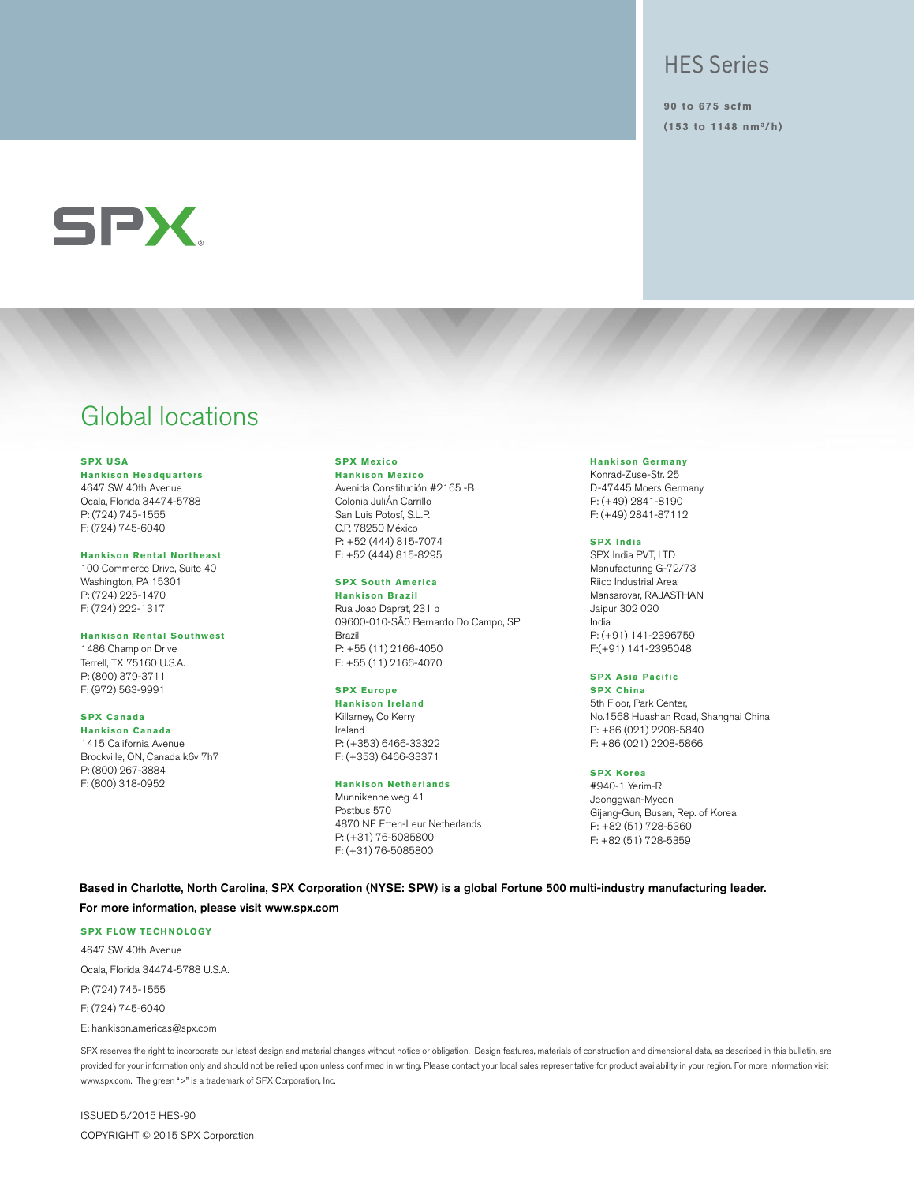HES Series

**90 to 675 scfm**

**(153 to 1148 nm³/h)**

SPX

## Global locations

**SPX USA**
**Hankison Headquarters**
4647 SW 40th Avenue
Ocala, Florida 34474-5788
P: (724) 745-1555
F: (724) 745-6040

**Hankison Rental Northeast**
100 Commerce Drive, Suite 40
Washington, PA 15301
P: (724) 225-1470
F: (724) 222-1317

**Hankison Rental Southwest**
1486 Champion Drive
Terrell, TX 75160 U.S.A.
P: (800) 379-3711
F: (972) 563-9991

**SPX Canada**
**Hankison Canada**
1415 California Avenue
Brockville, ON, Canada k6v 7h7
P: (800) 267-3884
F: (800) 318-0952

**SPX Mexico**
**Hankison Mexico**
Avenida Constitución #2165 -B
Colonia JuliÁn Carrillo
San Luis Potosí, S.L.P.
C.P. 78250 México
P: +52 (444) 815-7074
F: +52 (444) 815-8295

**SPX South America**
**Hankison Brazil**
Rua Joao Daprat, 231 b
09600-010-SÃ0 Bernardo Do Campo, SP
Brazil
P: +55 (11) 2166-4050
F: +55 (11) 2166-4070

**SPX Europe**
**Hankison Ireland**
Killarney, Co Kerry
Ireland
P: (+353) 6466-33322
F: (+353) 6466-33371

**Hankison Netherlands**
Munnikenheiweg 41
Postbus 570
4870 NE Etten-Leur Netherlands
P: (+31) 76-5085800
F: (+31) 76-5085800

**Hankison Germany**
Konrad-Zuse-Str. 25
D-47445 Moers Germany
P: (+49) 2841-8190
F: (+49) 2841-87112

**SPX India**
SPX India PVT, LTD
Manufacturing G-72/73
Riico Industrial Area
Mansarovar, RAJASTHAN
Jaipur 302 020
India
P: (+91) 141-2396759
F:(+91) 141-2395048

**SPX Asia Pacific**
**SPX China**
5th Floor, Park Center,
No.1568 Huashan Road, Shanghai China
P: +86 (021) 2208-5840
F: +86 (021) 2208-5866

**SPX Korea**
#940-1 Yerim-Ri
Jeonggwan-Myeon
Gijang-Gun, Busan, Rep. of Korea
P: +82 (51) 728-5360
F: +82 (51) 728-5359

**Based in Charlotte, North Carolina, SPX Corporation (NYSE: SPW) is a global Fortune 500 multi-industry manufacturing leader. For more information, please visit www.spx.com**

**SPX FLOW TECHNOLOGY**

4647 SW 40th Avenue

Ocala, Florida 34474-5788 U.S.A.

P: (724) 745-1555

F: (724) 745-6040

E: hankison.americas@spx.com

SPX reserves the right to incorporate our latest design and material changes without notice or obligation. Design features, materials of construction and dimensional data, as described in this bulletin, are provided for your information only and should not be relied upon unless confirmed in writing. Please contact your local sales representative for product availability in your region. For more information visit www.spx.com. The green ">" is a trademark of SPX Corporation, Inc.

ISSUED 5/2015 HES-90

COPYRIGHT © 2015 SPX Corporation